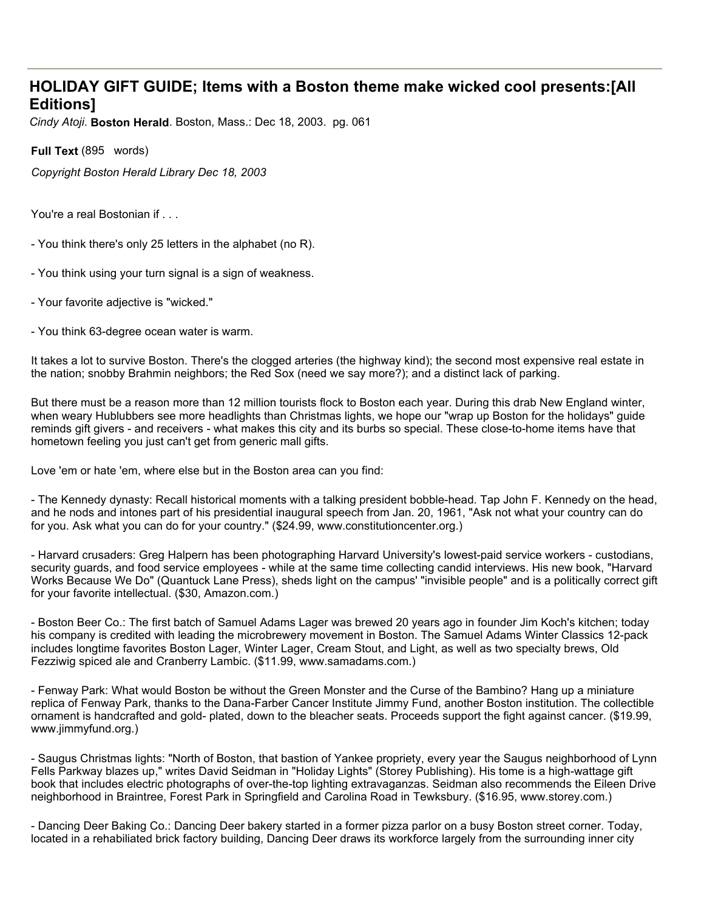# HOLIDAY GIFT GUIDE; Items with a Boston theme make wicked cool presents:[All Editions]

*Cindy Atoji.* **Boston Herald**. Boston, Mass.: Dec 18, 2003. pg. 061

**Full Text** (895 words)

*Copyright Boston Herald Library Dec 18, 2003*

You're a real Bostonian if . . .

- You think there's only 25 letters in the alphabet (no R).

- You think using your turn signal is a sign of weakness.

- Your favorite adjective is "wicked."

- You think 63-degree ocean water is warm.

It takes a lot to survive Boston. There's the clogged arteries (the highway kind); the second most expensive real estate in the nation; snobby Brahmin neighbors; the Red Sox (need we say more?); and a distinct lack of parking.

But there must be a reason more than 12 million tourists flock to Boston each year. During this drab New England winter, when weary Hublubbers see more headlights than Christmas lights, we hope our "wrap up Boston for the holidays" guide reminds gift givers - and receivers - what makes this city and its burbs so special. These close-to-home items have that hometown feeling you just can't get from generic mall gifts.

Love 'em or hate 'em, where else but in the Boston area can you find:

- The Kennedy dynasty: Recall historical moments with a talking president bobble-head. Tap John F. Kennedy on the head, and he nods and intones part of his presidential inaugural speech from Jan. 20, 1961, "Ask not what your country can do for you. Ask what you can do for your country." ($24.99, www.constitutioncenter.org.)

- Harvard crusaders: Greg Halpern has been photographing Harvard University's lowest-paid service workers - custodians, security guards, and food service employees - while at the same time collecting candid interviews. His new book, "Harvard Works Because We Do" (Quantuck Lane Press), sheds light on the campus' "invisible people" and is a politically correct gift for your favorite intellectual. ($30, Amazon.com.)

- Boston Beer Co.: The first batch of Samuel Adams Lager was brewed 20 years ago in founder Jim Koch's kitchen; today his company is credited with leading the microbrewery movement in Boston. The Samuel Adams Winter Classics 12-pack includes longtime favorites Boston Lager, Winter Lager, Cream Stout, and Light, as well as two specialty brews, Old Fezziwig spiced ale and Cranberry Lambic. ($11.99, www.samadams.com.)

- Fenway Park: What would Boston be without the Green Monster and the Curse of the Bambino? Hang up a miniature replica of Fenway Park, thanks to the Dana-Farber Cancer Institute Jimmy Fund, another Boston institution. The collectible ornament is handcrafted and gold- plated, down to the bleacher seats. Proceeds support the fight against cancer. ($19.99, www.jimmyfund.org.)

- Saugus Christmas lights: "North of Boston, that bastion of Yankee propriety, every year the Saugus neighborhood of Lynn Fells Parkway blazes up," writes David Seidman in "Holiday Lights" (Storey Publishing). His tome is a high-wattage gift book that includes electric photographs of over-the-top lighting extravaganzas. Seidman also recommends the Eileen Drive neighborhood in Braintree, Forest Park in Springfield and Carolina Road in Tewksbury. ($16.95, www.storey.com.)

- Dancing Deer Baking Co.: Dancing Deer bakery started in a former pizza parlor on a busy Boston street corner. Today, located in a rehabiliated brick factory building, Dancing Deer draws its workforce largely from the surrounding inner city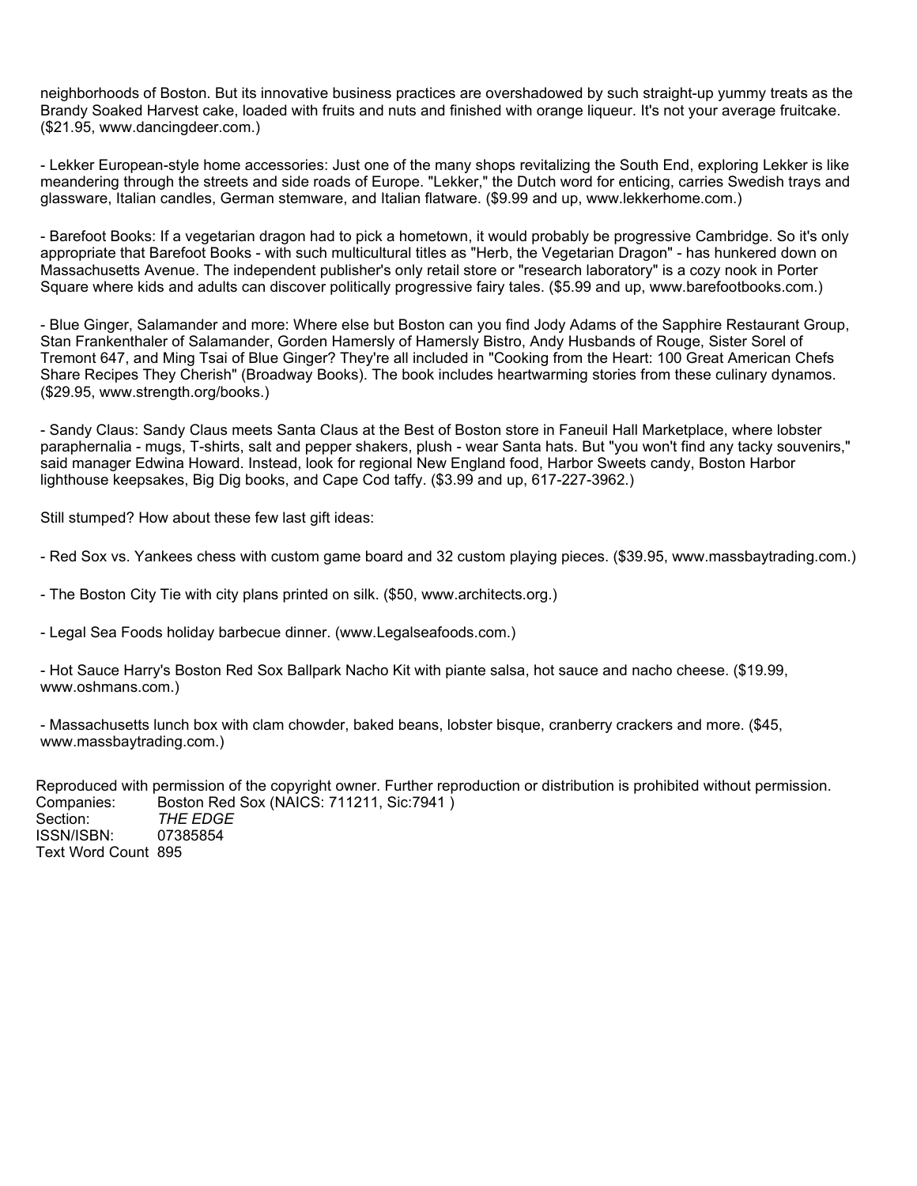neighborhoods of Boston. But its innovative business practices are overshadowed by such straight-up yummy treats as the Brandy Soaked Harvest cake, loaded with fruits and nuts and finished with orange liqueur. It's not your average fruitcake. ($21.95, www.dancingdeer.com.)

- Lekker European-style home accessories: Just one of the many shops revitalizing the South End, exploring Lekker is like meandering through the streets and side roads of Europe. "Lekker," the Dutch word for enticing, carries Swedish trays and glassware, Italian candles, German stemware, and Italian flatware. ($9.99 and up, www.lekkerhome.com.)

- Barefoot Books: If a vegetarian dragon had to pick a hometown, it would probably be progressive Cambridge. So it's only appropriate that Barefoot Books - with such multicultural titles as "Herb, the Vegetarian Dragon" - has hunkered down on Massachusetts Avenue. The independent publisher's only retail store or "research laboratory" is a cozy nook in Porter Square where kids and adults can discover politically progressive fairy tales. ($5.99 and up, www.barefootbooks.com.)

- Blue Ginger, Salamander and more: Where else but Boston can you find Jody Adams of the Sapphire Restaurant Group, Stan Frankenthaler of Salamander, Gorden Hamersly of Hamersly Bistro, Andy Husbands of Rouge, Sister Sorel of Tremont 647, and Ming Tsai of Blue Ginger? They're all included in "Cooking from the Heart: 100 Great American Chefs Share Recipes They Cherish" (Broadway Books). The book includes heartwarming stories from these culinary dynamos. ($29.95, www.strength.org/books.)

- Sandy Claus: Sandy Claus meets Santa Claus at the Best of Boston store in Faneuil Hall Marketplace, where lobster paraphernalia - mugs, T-shirts, salt and pepper shakers, plush - wear Santa hats. But "you won't find any tacky souvenirs," said manager Edwina Howard. Instead, look for regional New England food, Harbor Sweets candy, Boston Harbor lighthouse keepsakes, Big Dig books, and Cape Cod taffy. ($3.99 and up, 617-227-3962.)

Still stumped? How about these few last gift ideas:

- Red Sox vs. Yankees chess with custom game board and 32 custom playing pieces. ($39.95, www.massbaytrading.com.)

- The Boston City Tie with city plans printed on silk. ($50, www.architects.org.)

- Legal Sea Foods holiday barbecue dinner. (www.Legalseafoods.com.)

- Hot Sauce Harry's Boston Red Sox Ballpark Nacho Kit with piante salsa, hot sauce and nacho cheese. ($19.99, www.oshmans.com.)

- Massachusetts lunch box with clam chowder, baked beans, lobster bisque, cranberry crackers and more. ($45, www.massbaytrading.com.)

Reproduced with permission of the copyright owner. Further reproduction or distribution is prohibited without permission.

Companies: Boston Red Sox (NAICS: 711211, Sic:7941 )
Section: *THE EDGE*
ISSN/ISBN: 07385854
Text Word Count 895